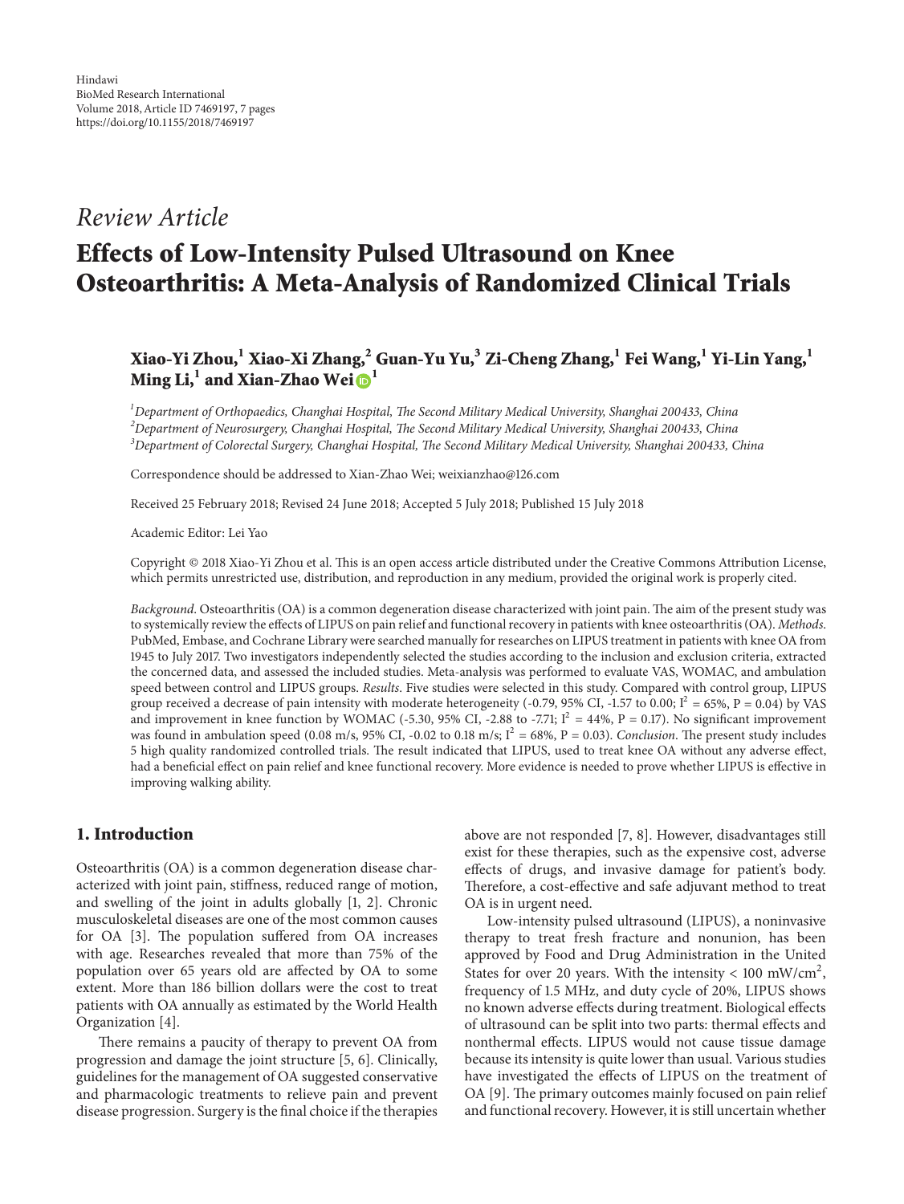Hindawi
BioMed Research International
Volume 2018, Article ID 7469197, 7 pages
https://doi.org/10.1155/2018/7469197

*Review Article*

# Effects of Low-Intensity Pulsed Ultrasound on Knee Osteoarthritis: A Meta-Analysis of Randomized Clinical Trials

**Xiao-Yi Zhou,[1] Xiao-Xi Zhang,[2] Guan-Yu Yu,[3] Zi-Cheng Zhang,[1] Fei Wang,[1] Yi-Lin Yang,[1] Ming Li,[1] and Xian-Zhao Wei[1]**

[1]*Department of Orthopaedics, Changhai Hospital, The Second Military Medical University, Shanghai 200433, China*
[2]*Department of Neurosurgery, Changhai Hospital, The Second Military Medical University, Shanghai 200433, China*
[3]*Department of Colorectal Surgery, Changhai Hospital, The Second Military Medical University, Shanghai 200433, China*

Correspondence should be addressed to Xian-Zhao Wei; weixianzhao@126.com

Received 25 February 2018; Revised 24 June 2018; Accepted 5 July 2018; Published 15 July 2018

Academic Editor: Lei Yao

Copyright © 2018 Xiao-Yi Zhou et al. This is an open access article distributed under the Creative Commons Attribution License, which permits unrestricted use, distribution, and reproduction in any medium, provided the original work is properly cited.

*Background*. Osteoarthritis (OA) is a common degeneration disease characterized with joint pain. The aim of the present study was to systemically review the effects of LIPUS on pain relief and functional recovery in patients with knee osteoarthritis (OA). *Methods*. PubMed, Embase, and Cochrane Library were searched manually for researches on LIPUS treatment in patients with knee OA from 1945 to July 2017. Two investigators independently selected the studies according to the inclusion and exclusion criteria, extracted the concerned data, and assessed the included studies. Meta-analysis was performed to evaluate VAS, WOMAC, and ambulation speed between control and LIPUS groups. *Results*. Five studies were selected in this study. Compared with control group, LIPUS group received a decrease of pain intensity with moderate heterogeneity (-0.79, 95% CI, -1.57 to 0.00; $I^2$ = 65%, P = 0.04) by VAS and improvement in knee function by WOMAC (-5.30, 95% CI, -2.88 to -7.71; $I^2$ = 44%, P = 0.17). No significant improvement was found in ambulation speed (0.08 m/s, 95% CI, -0.02 to 0.18 m/s; $I^2$ = 68%, P = 0.03). *Conclusion*. The present study includes 5 high quality randomized controlled trials. The result indicated that LIPUS, used to treat knee OA without any adverse effect, had a beneficial effect on pain relief and knee functional recovery. More evidence is needed to prove whether LIPUS is effective in improving walking ability.

## 1. Introduction

Osteoarthritis (OA) is a common degeneration disease characterized with joint pain, stiffness, reduced range of motion, and swelling of the joint in adults globally [1, 2]. Chronic musculoskeletal diseases are one of the most common causes for OA [3]. The population suffered from OA increases with age. Researches revealed that more than 75% of the population over 65 years old are affected by OA to some extent. More than 186 billion dollars were the cost to treat patients with OA annually as estimated by the World Health Organization [4].

There remains a paucity of therapy to prevent OA from progression and damage the joint structure [5, 6]. Clinically, guidelines for the management of OA suggested conservative and pharmacologic treatments to relieve pain and prevent disease progression. Surgery is the final choice if the therapies above are not responded [7, 8]. However, disadvantages still exist for these therapies, such as the expensive cost, adverse effects of drugs, and invasive damage for patient's body. Therefore, a cost-effective and safe adjuvant method to treat OA is in urgent need.

Low-intensity pulsed ultrasound (LIPUS), a noninvasive therapy to treat fresh fracture and nonunion, has been approved by Food and Drug Administration in the United States for over 20 years. With the intensity < 100 mW/cm$^2$, frequency of 1.5 MHz, and duty cycle of 20%, LIPUS shows no known adverse effects during treatment. Biological effects of ultrasound can be split into two parts: thermal effects and nonthermal effects. LIPUS would not cause tissue damage because its intensity is quite lower than usual. Various studies have investigated the effects of LIPUS on the treatment of OA [9]. The primary outcomes mainly focused on pain relief and functional recovery. However, it is still uncertain whether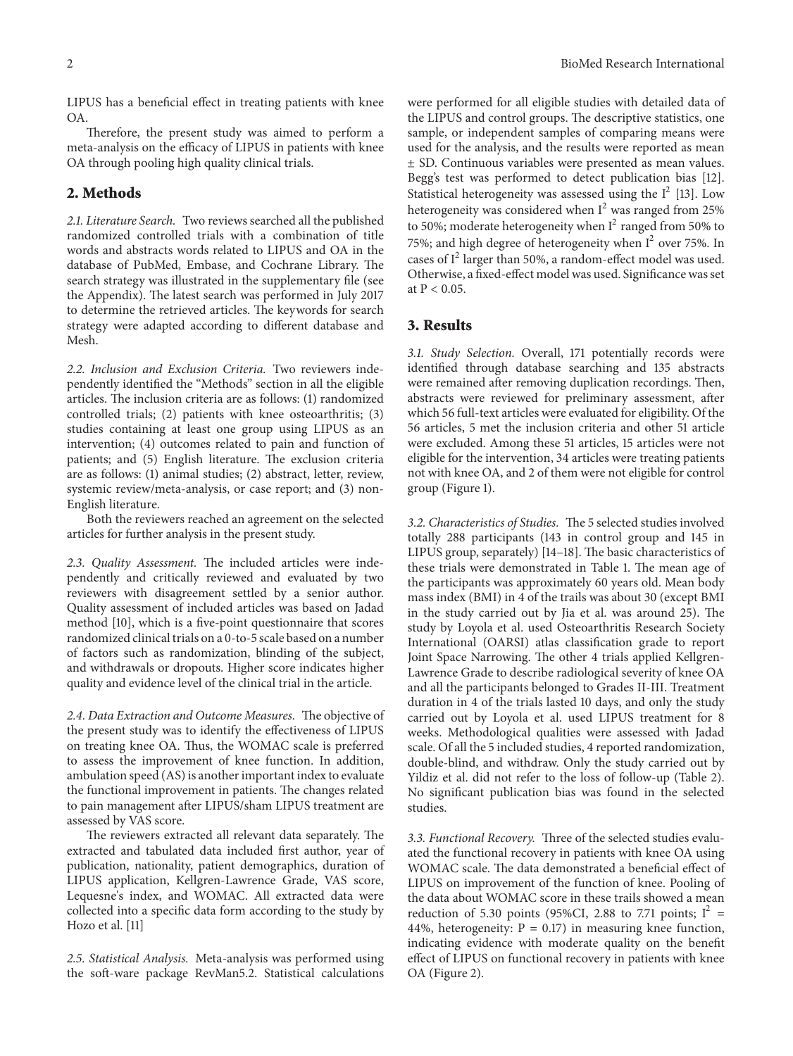LIPUS has a beneficial effect in treating patients with knee OA.

Therefore, the present study was aimed to perform a meta-analysis on the efficacy of LIPUS in patients with knee OA through pooling high quality clinical trials.

## 2. Methods

*2.1. Literature Search.* Two reviews searched all the published randomized controlled trials with a combination of title words and abstracts words related to LIPUS and OA in the database of PubMed, Embase, and Cochrane Library. The search strategy was illustrated in the supplementary file (see the Appendix). The latest search was performed in July 2017 to determine the retrieved articles. The keywords for search strategy were adapted according to different database and Mesh.

*2.2. Inclusion and Exclusion Criteria.* Two reviewers independently identified the "Methods" section in all the eligible articles. The inclusion criteria are as follows: (1) randomized controlled trials; (2) patients with knee osteoarthritis; (3) studies containing at least one group using LIPUS as an intervention; (4) outcomes related to pain and function of patients; and (5) English literature. The exclusion criteria are as follows: (1) animal studies; (2) abstract, letter, review, systemic review/meta-analysis, or case report; and (3) non-English literature.

Both the reviewers reached an agreement on the selected articles for further analysis in the present study.

*2.3. Quality Assessment.* The included articles were independently and critically reviewed and evaluated by two reviewers with disagreement settled by a senior author. Quality assessment of included articles was based on Jadad method [10], which is a five-point questionnaire that scores randomized clinical trials on a 0-to-5 scale based on a number of factors such as randomization, blinding of the subject, and withdrawals or dropouts. Higher score indicates higher quality and evidence level of the clinical trial in the article.

*2.4. Data Extraction and Outcome Measures.* The objective of the present study was to identify the effectiveness of LIPUS on treating knee OA. Thus, the WOMAC scale is preferred to assess the improvement of knee function. In addition, ambulation speed (AS) is another important index to evaluate the functional improvement in patients. The changes related to pain management after LIPUS/sham LIPUS treatment are assessed by VAS score.

The reviewers extracted all relevant data separately. The extracted and tabulated data included first author, year of publication, nationality, patient demographics, duration of LIPUS application, Kellgren-Lawrence Grade, VAS score, Lequesne's index, and WOMAC. All extracted data were collected into a specific data form according to the study by Hozo et al. [11]

*2.5. Statistical Analysis.* Meta-analysis was performed using the soft-ware package RevMan5.2. Statistical calculations were performed for all eligible studies with detailed data of the LIPUS and control groups. The descriptive statistics, one sample, or independent samples of comparing means were used for the analysis, and the results were reported as mean ± SD. Continuous variables were presented as mean values. Begg's test was performed to detect publication bias [12]. Statistical heterogeneity was assessed using the $I^2$ [13]. Low heterogeneity was considered when $I^2$ was ranged from 25% to 50%; moderate heterogeneity when $I^2$ ranged from 50% to 75%; and high degree of heterogeneity when $I^2$ over 75%. In cases of $I^2$ larger than 50%, a random-effect model was used. Otherwise, a fixed-effect model was used. Significance was set at $P < 0.05$.

## 3. Results

*3.1. Study Selection.* Overall, 171 potentially records were identified through database searching and 135 abstracts were remained after removing duplication recordings. Then, abstracts were reviewed for preliminary assessment, after which 56 full-text articles were evaluated for eligibility. Of the 56 articles, 5 met the inclusion criteria and other 51 article were excluded. Among these 51 articles, 15 articles were not eligible for the intervention, 34 articles were treating patients not with knee OA, and 2 of them were not eligible for control group (Figure 1).

*3.2. Characteristics of Studies.* The 5 selected studies involved totally 288 participants (143 in control group and 145 in LIPUS group, separately) [14–18]. The basic characteristics of these trials were demonstrated in Table 1. The mean age of the participants was approximately 60 years old. Mean body mass index (BMI) in 4 of the trails was about 30 (except BMI in the study carried out by Jia et al. was around 25). The study by Loyola et al. used Osteoarthritis Research Society International (OARSI) atlas classification grade to report Joint Space Narrowing. The other 4 trials applied Kellgren-Lawrence Grade to describe radiological severity of knee OA and all the participants belonged to Grades II-III. Treatment duration in 4 of the trials lasted 10 days, and only the study carried out by Loyola et al. used LIPUS treatment for 8 weeks. Methodological qualities were assessed with Jadad scale. Of all the 5 included studies, 4 reported randomization, double-blind, and withdraw. Only the study carried out by Yildiz et al. did not refer to the loss of follow-up (Table 2). No significant publication bias was found in the selected studies.

*3.3. Functional Recovery.* Three of the selected studies evaluated the functional recovery in patients with knee OA using WOMAC scale. The data demonstrated a beneficial effect of LIPUS on improvement of the function of knee. Pooling of the data about WOMAC score in these trails showed a mean reduction of 5.30 points (95%CI, 2.88 to 7.71 points; $I^2$ = 44%, heterogeneity: $P = 0.17$) in measuring knee function, indicating evidence with moderate quality on the benefit effect of LIPUS on functional recovery in patients with knee OA (Figure 2).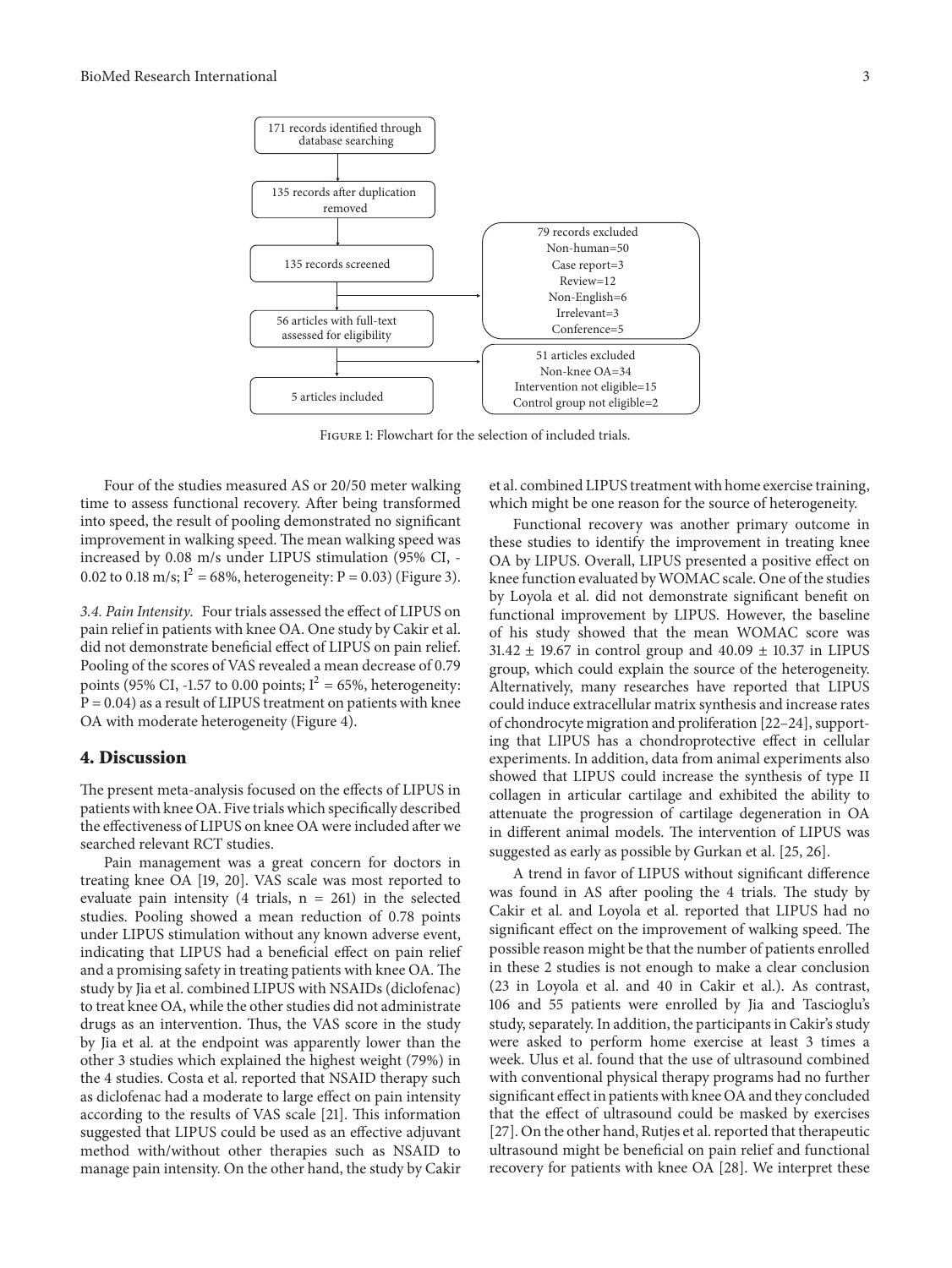171 records identified through database searching

135 records after duplication removed

135 records screened

79 records excluded
Non-human=50
Case report=3
Review=12
Non-English=6
Irrelevant=3
Conference=5

56 articles with full-text assessed for eligibility

51 articles excluded
Non-knee OA=34
Intervention not eligible=15
Control group not eligible=2

5 articles included

Figure 1: Flowchart for the selection of included trials.

Four of the studies measured AS or 20/50 meter walking time to assess functional recovery. After being transformed into speed, the result of pooling demonstrated no significant improvement in walking speed. The mean walking speed was increased by 0.08 m/s under LIPUS stimulation (95% CI, -0.02 to 0.18 m/s; $I^2$ = 68%, heterogeneity: P = 0.03) (Figure 3).

*3.4. Pain Intensity.* Four trials assessed the effect of LIPUS on pain relief in patients with knee OA. One study by Cakir et al. did not demonstrate beneficial effect of LIPUS on pain relief. Pooling of the scores of VAS revealed a mean decrease of 0.79 points (95% CI, -1.57 to 0.00 points; $I^2$ = 65%, heterogeneity: P = 0.04) as a result of LIPUS treatment on patients with knee OA with moderate heterogeneity (Figure 4).

## 4. Discussion

The present meta-analysis focused on the effects of LIPUS in patients with knee OA. Five trials which specifically described the effectiveness of LIPUS on knee OA were included after we searched relevant RCT studies.

Pain management was a great concern for doctors in treating knee OA [19, 20]. VAS scale was most reported to evaluate pain intensity (4 trials, n = 261) in the selected studies. Pooling showed a mean reduction of 0.78 points under LIPUS stimulation without any known adverse event, indicating that LIPUS had a beneficial effect on pain relief and a promising safety in treating patients with knee OA. The study by Jia et al. combined LIPUS with NSAIDs (diclofenac) to treat knee OA, while the other studies did not administrate drugs as an intervention. Thus, the VAS score in the study by Jia et al. at the endpoint was apparently lower than the other 3 studies which explained the highest weight (79%) in the 4 studies. Costa et al. reported that NSAID therapy such as diclofenac had a moderate to large effect on pain intensity according to the results of VAS scale [21]. This information suggested that LIPUS could be used as an effective adjuvant method with/without other therapies such as NSAID to manage pain intensity. On the other hand, the study by Cakir et al. combined LIPUS treatment with home exercise training, which might be one reason for the source of heterogeneity.

Functional recovery was another primary outcome in these studies to identify the improvement in treating knee OA by LIPUS. Overall, LIPUS presented a positive effect on knee function evaluated by WOMAC scale. One of the studies by Loyola et al. did not demonstrate significant benefit on functional improvement by LIPUS. However, the baseline of his study showed that the mean WOMAC score was 31.42 ± 19.67 in control group and 40.09 ± 10.37 in LIPUS group, which could explain the source of the heterogeneity. Alternatively, many researches have reported that LIPUS could induce extracellular matrix synthesis and increase rates of chondrocyte migration and proliferation [22–24], supporting that LIPUS has a chondroprotective effect in cellular experiments. In addition, data from animal experiments also showed that LIPUS could increase the synthesis of type II collagen in articular cartilage and exhibited the ability to attenuate the progression of cartilage degeneration in OA in different animal models. The intervention of LIPUS was suggested as early as possible by Gurkan et al. [25, 26].

A trend in favor of LIPUS without significant difference was found in AS after pooling the 4 trials. The study by Cakir et al. and Loyola et al. reported that LIPUS had no significant effect on the improvement of walking speed. The possible reason might be that the number of patients enrolled in these 2 studies is not enough to make a clear conclusion (23 in Loyola et al. and 40 in Cakir et al.). As contrast, 106 and 55 patients were enrolled by Jia and Tascioglu's study, separately. In addition, the participants in Cakir's study were asked to perform home exercise at least 3 times a week. Ulus et al. found that the use of ultrasound combined with conventional physical therapy programs had no further significant effect in patients with knee OA and they concluded that the effect of ultrasound could be masked by exercises [27]. On the other hand, Rutjes et al. reported that therapeutic ultrasound might be beneficial on pain relief and functional recovery for patients with knee OA [28]. We interpret these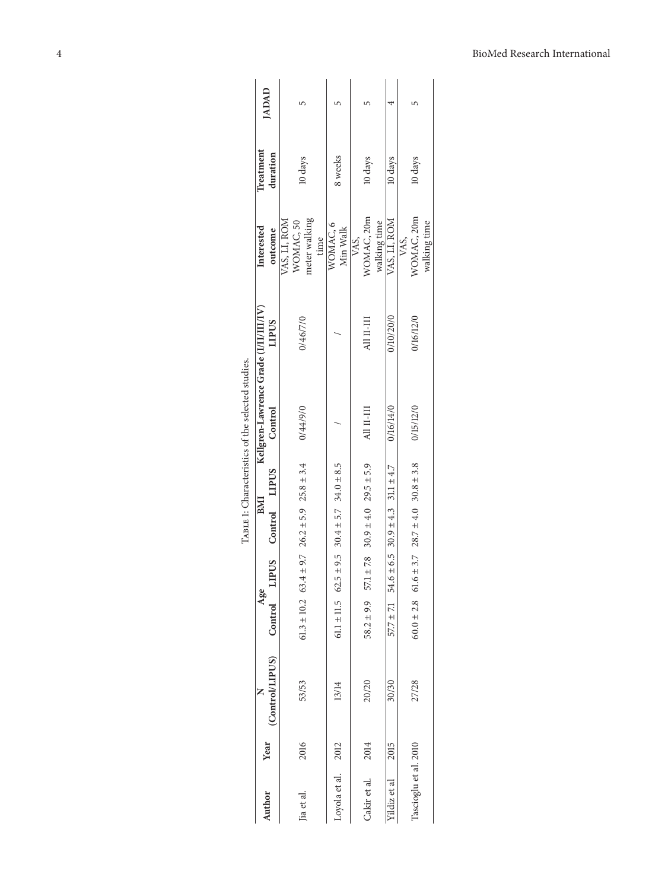Table 1: Characteristics of the selected studies.

| Author | Year | N (Control/LIPUS) | Age | | BMI | | Kellgren-Lawrence Grade (I/II/III/IV) | | Interested outcome | Treatment duration | JADAD |
|---|---|---|---|---|---|---|---|---|---|---|---|
| | | | Control | LIPUS | Control | LIPUS | Control | LIPUS | | | |
| Jia et al. | 2016 | 53/53 | 61.3 ± 10.2 | 63.4 ± 9.7 | 26.2 ± 5.9 | 25.8 ± 3.4 | 0/44/9/0 | 0/46/7/0 | VAS, LI, ROM WOMAC, 50 meter walking time | 10 days | 5 |
| Loyola et al. | 2012 | 13/14 | 61.1 ± 11.5 | 62.5 ± 9.5 | 30.4 ± 5.7 | 34.0 ± 8.5 | / | / | WOMAC, 6 Min Walk | 8 weeks | 5 |
| Cakir et al. | 2014 | 20/20 | 58.2 ± 9.9 | 57.1 ± 7.8 | 30.9 ± 4.0 | 29.5 ± 5.9 | All II-III | All II-III | VAS, WOMAC, 20m walking time | 10 days | 5 |
| Yildiz et al | 2015 | 30/30 | 57.7 ± 7.1 | 54.6 ± 6.5 | 30.9 ± 4.3 | 31.1 ± 4.7 | 0/16/14/0 | 0/10/20/0 | VAS, LI, ROM | 10 days | 4 |
| Tascioglu et al. | 2010 | 27/28 | 60.0 ± 2.8 | 61.6 ± 3.7 | 28.7 ± 4.0 | 30.8 ± 3.8 | 0/15/12/0 | 0/16/12/0 | VAS, WOMAC, 20m walking time | 10 days | 5 |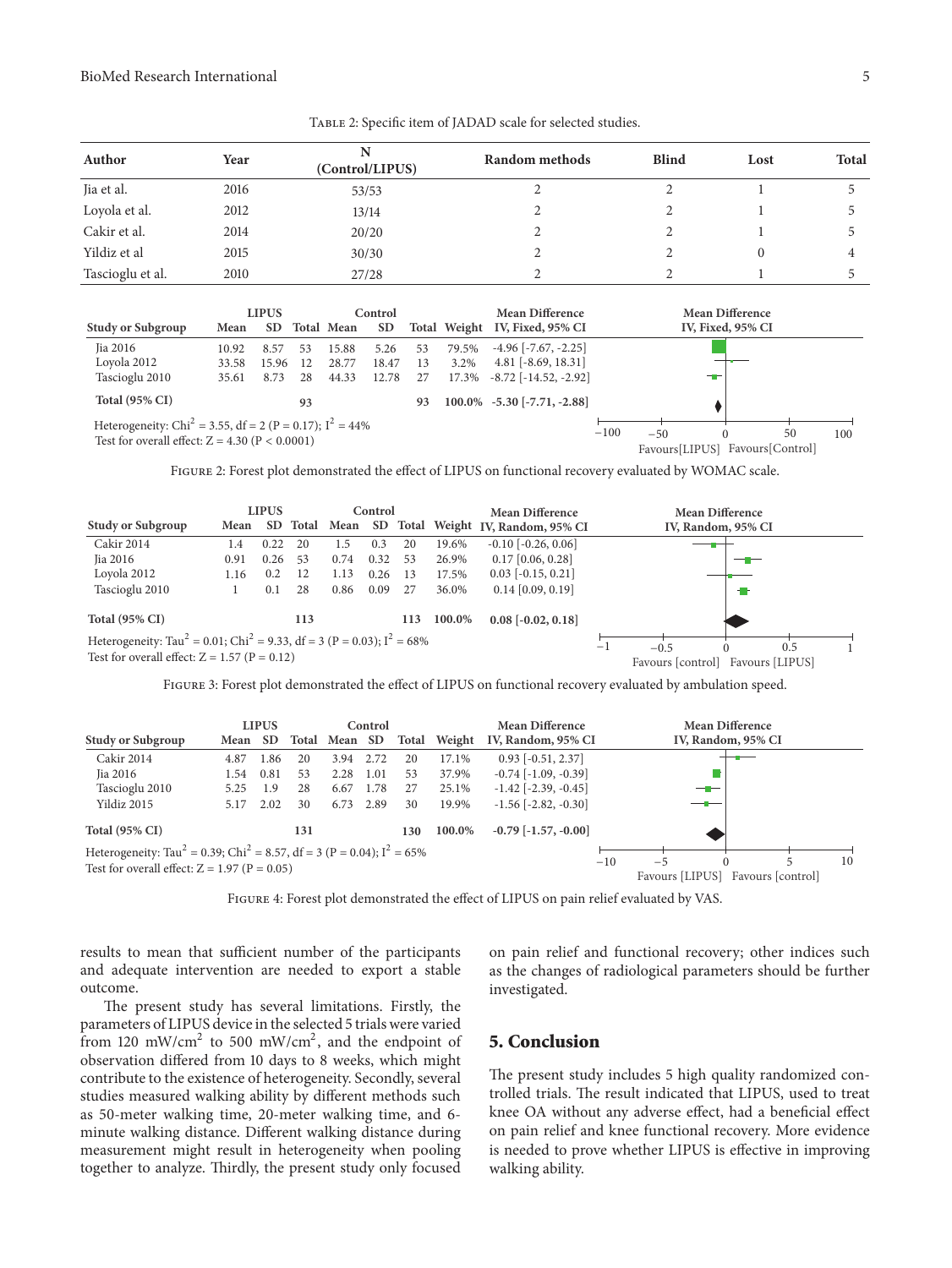Table 2: Specific item of JADAD scale for selected studies.

| Author | Year | N (Control/LIPUS) | Random methods | Blind | Lost | Total |
|---|---|---|---|---|---|---|
| Jia et al. | 2016 | 53/53 | 2 | 2 | 1 | 5 |
| Loyola et al. | 2012 | 13/14 | 2 | 2 | 1 | 5 |
| Cakir et al. | 2014 | 20/20 | 2 | 2 | 1 | 5 |
| Yildiz et al | 2015 | 30/30 | 2 | 2 | 0 | 4 |
| Tascioglu et al. | 2010 | 27/28 | 2 | 2 | 1 | 5 |

| Study or Subgroup | LIPUS Mean | LIPUS SD | LIPUS Total | Control Mean | Control SD | Control Total | Weight | Mean Difference IV, Fixed, 95% CI |
|---|---|---|---|---|---|---|---|---|
| Jia 2016 | 10.92 | 8.57 | 53 | 15.88 | 5.26 | 53 | 79.5% | -4.96 [-7.67, -2.25] |
| Loyola 2012 | 33.58 | 15.96 | 12 | 28.77 | 18.47 | 13 | 3.2% | 4.81 [-8.69, 18.31] |
| Tascioglu 2010 | 35.61 | 8.73 | 28 | 44.33 | 12.78 | 27 | 17.3% | -8.72 [-14.52, -2.92] |
| **Total (95% CI)** | | | **93** | | | **93** | **100.0%** | **-5.30 [-7.71, -2.88]** |

Heterogeneity: $Chi^2 = 3.55$, df = 2 ($P = 0.17$); $I^2 = 44\%$
Test for overall effect: $Z = 4.30$ ($P < 0.0001$)

Figure 2: Forest plot demonstrated the effect of LIPUS on functional recovery evaluated by WOMAC scale.

| Study or Subgroup | LIPUS Mean | LIPUS SD | LIPUS Total | Control Mean | Control SD | Control Total | Weight | Mean Difference IV, Random, 95% CI |
|---|---|---|---|---|---|---|---|---|
| Cakir 2014 | 1.4 | 0.22 | 20 | 1.5 | 0.3 | 20 | 19.6% | -0.10 [-0.26, 0.06] |
| Jia 2016 | 0.91 | 0.26 | 53 | 0.74 | 0.32 | 53 | 26.9% | 0.17 [0.06, 0.28] |
| Loyola 2012 | 1.16 | 0.2 | 12 | 1.13 | 0.26 | 13 | 17.5% | 0.03 [-0.15, 0.21] |
| Tascioglu 2010 | 1 | 0.1 | 28 | 0.86 | 0.09 | 27 | 36.0% | 0.14 [0.09, 0.19] |
| **Total (95% CI)** | | | **113** | | | **113** | **100.0%** | **0.08 [-0.02, 0.18]** |

Heterogeneity: $Tau^2 = 0.01$; $Chi^2 = 9.33$, df = 3 ($P = 0.03$); $I^2 = 68\%$
Test for overall effect: $Z = 1.57$ ($P = 0.12$)

Figure 3: Forest plot demonstrated the effect of LIPUS on functional recovery evaluated by ambulation speed.

| Study or Subgroup | LIPUS Mean | LIPUS SD | LIPUS Total | Control Mean | Control SD | Control Total | Weight | Mean Difference IV, Random, 95% CI |
|---|---|---|---|---|---|---|---|---|
| Cakir 2014 | 4.87 | 1.86 | 20 | 3.94 | 2.72 | 20 | 17.1% | 0.93 [-0.51, 2.37] |
| Jia 2016 | 1.54 | 0.81 | 53 | 2.28 | 1.01 | 53 | 37.9% | -0.74 [-1.09, -0.39] |
| Tascioglu 2010 | 5.25 | 1.9 | 28 | 6.67 | 1.78 | 27 | 25.1% | -1.42 [-2.39, -0.45] |
| Yildiz 2015 | 5.17 | 2.02 | 30 | 6.73 | 2.89 | 30 | 19.9% | -1.56 [-2.82, -0.30] |
| **Total (95% CI)** | | | **131** | | | **130** | **100.0%** | **-0.79 [-1.57, -0.00]** |

Heterogeneity: $Tau^2 = 0.39$; $Chi^2 = 8.57$, df = 3 ($P = 0.04$); $I^2 = 65\%$
Test for overall effect: $Z = 1.97$ ($P = 0.05$)

Figure 4: Forest plot demonstrated the effect of LIPUS on pain relief evaluated by VAS.

results to mean that sufficient number of the participants and adequate intervention are needed to export a stable outcome.

The present study has several limitations. Firstly, the parameters of LIPUS device in the selected 5 trials were varied from 120 mW/cm$^2$ to 500 mW/cm$^2$, and the endpoint of observation differed from 10 days to 8 weeks, which might contribute to the existence of heterogeneity. Secondly, several studies measured walking ability by different methods such as 50-meter walking time, 20-meter walking time, and 6-minute walking distance. Different walking distance during measurement might result in heterogeneity when pooling together to analyze. Thirdly, the present study only focused on pain relief and functional recovery; other indices such as the changes of radiological parameters should be further investigated.

## 5. Conclusion

The present study includes 5 high quality randomized controlled trials. The result indicated that LIPUS, used to treat knee OA without any adverse effect, had a beneficial effect on pain relief and knee functional recovery. More evidence is needed to prove whether LIPUS is effective in improving walking ability.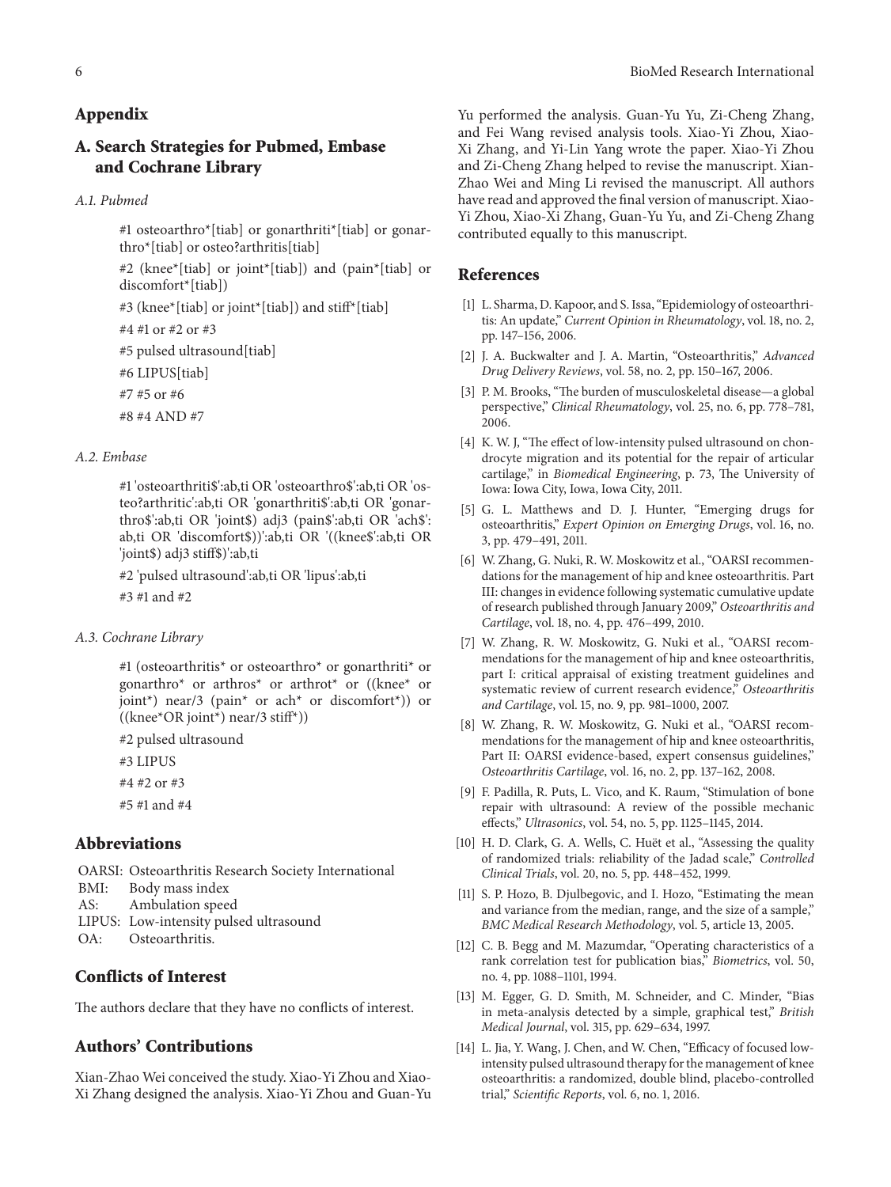## Appendix

## A. Search Strategies for Pubmed, Embase and Cochrane Library

### A.1. Pubmed

#1 osteoarthro*[tiab] or gonarthriti*[tiab] or gonarthro*[tiab] or osteo?arthritis[tiab]

#2 (knee*[tiab] or joint*[tiab]) and (pain*[tiab] or discomfort*[tiab])

#3 (knee*[tiab] or joint*[tiab]) and stiff*[tiab]

#4 #1 or #2 or #3

#5 pulsed ultrasound[tiab]

#6 LIPUS[tiab]

#7 #5 or #6

#8 #4 AND #7

### A.2. Embase

#1 'osteoarthriti$':ab,ti OR 'osteoarthro$':ab,ti OR 'osteo?arthritic':ab,ti OR 'gonarthriti$':ab,ti OR 'gonarthro$':ab,ti OR 'joint$) adj3 (pain$':ab,ti OR 'ach$':ab,ti OR 'discomfort$))':ab,ti OR '((knee$':ab,ti OR 'joint$) adj3 stiff$)':ab,ti

#2 'pulsed ultrasound':ab,ti OR 'lipus':ab,ti

#3 #1 and #2

### A.3. Cochrane Library

#1 (osteoarthritis* or osteoarthro* or gonarthriti* or gonarthro* or arthros* or arthrot* or ((knee* or joint*) near/3 (pain* or ach* or discomfort*)) or ((knee*OR joint*) near/3 stiff*))

#2 pulsed ultrasound

#3 LIPUS

#4 #2 or #3

#5 #1 and #4

## Abbreviations

OARSI: Osteoarthritis Research Society International
BMI: Body mass index
AS: Ambulation speed
LIPUS: Low-intensity pulsed ultrasound
OA: Osteoarthritis.

## Conflicts of Interest

The authors declare that they have no conflicts of interest.

## Authors' Contributions

Xian-Zhao Wei conceived the study. Xiao-Yi Zhou and Xiao-Xi Zhang designed the analysis. Xiao-Yi Zhou and Guan-Yu Yu performed the analysis. Guan-Yu Yu, Zi-Cheng Zhang, and Fei Wang revised analysis tools. Xiao-Yi Zhou, Xiao-Xi Zhang, and Yi-Lin Yang wrote the paper. Xiao-Yi Zhou and Zi-Cheng Zhang helped to revise the manuscript. Xian-Zhao Wei and Ming Li revised the manuscript. All authors have read and approved the final version of manuscript. Xiao-Yi Zhou, Xiao-Xi Zhang, Guan-Yu Yu, and Zi-Cheng Zhang contributed equally to this manuscript.

## References

[1] L. Sharma, D. Kapoor, and S. Issa, "Epidemiology of osteoarthritis: An update," *Current Opinion in Rheumatology*, vol. 18, no. 2, pp. 147–156, 2006.

[2] J. A. Buckwalter and J. A. Martin, "Osteoarthritis," *Advanced Drug Delivery Reviews*, vol. 58, no. 2, pp. 150–167, 2006.

[3] P. M. Brooks, "The burden of musculoskeletal disease—a global perspective," *Clinical Rheumatology*, vol. 25, no. 6, pp. 778–781, 2006.

[4] K. W. J, "The effect of low-intensity pulsed ultrasound on chondrocyte migration and its potential for the repair of articular cartilage," in *Biomedical Engineering*, p. 73, The University of Iowa: Iowa City, Iowa, Iowa City, 2011.

[5] G. L. Matthews and D. J. Hunter, "Emerging drugs for osteoarthritis," *Expert Opinion on Emerging Drugs*, vol. 16, no. 3, pp. 479–491, 2011.

[6] W. Zhang, G. Nuki, R. W. Moskowitz et al., "OARSI recommendations for the management of hip and knee osteoarthritis. Part III: changes in evidence following systematic cumulative update of research published through January 2009," *Osteoarthritis and Cartilage*, vol. 18, no. 4, pp. 476–499, 2010.

[7] W. Zhang, R. W. Moskowitz, G. Nuki et al., "OARSI recommendations for the management of hip and knee osteoarthritis, part I: critical appraisal of existing treatment guidelines and systematic review of current research evidence," *Osteoarthritis and Cartilage*, vol. 15, no. 9, pp. 981–1000, 2007.

[8] W. Zhang, R. W. Moskowitz, G. Nuki et al., "OARSI recommendations for the management of hip and knee osteoarthritis, Part II: OARSI evidence-based, expert consensus guidelines," *Osteoarthritis Cartilage*, vol. 16, no. 2, pp. 137–162, 2008.

[9] F. Padilla, R. Puts, L. Vico, and K. Raum, "Stimulation of bone repair with ultrasound: A review of the possible mechanic effects," *Ultrasonics*, vol. 54, no. 5, pp. 1125–1145, 2014.

[10] H. D. Clark, G. A. Wells, C. Huët et al., "Assessing the quality of randomized trials: reliability of the Jadad scale," *Controlled Clinical Trials*, vol. 20, no. 5, pp. 448–452, 1999.

[11] S. P. Hozo, B. Djulbegovic, and I. Hozo, "Estimating the mean and variance from the median, range, and the size of a sample," *BMC Medical Research Methodology*, vol. 5, article 13, 2005.

[12] C. B. Begg and M. Mazumdar, "Operating characteristics of a rank correlation test for publication bias," *Biometrics*, vol. 50, no. 4, pp. 1088–1101, 1994.

[13] M. Egger, G. D. Smith, M. Schneider, and C. Minder, "Bias in meta-analysis detected by a simple, graphical test," *British Medical Journal*, vol. 315, pp. 629–634, 1997.

[14] L. Jia, Y. Wang, J. Chen, and W. Chen, "Efficacy of focused low-intensity pulsed ultrasound therapy for the management of knee osteoarthritis: a randomized, double blind, placebo-controlled trial," *Scientific Reports*, vol. 6, no. 1, 2016.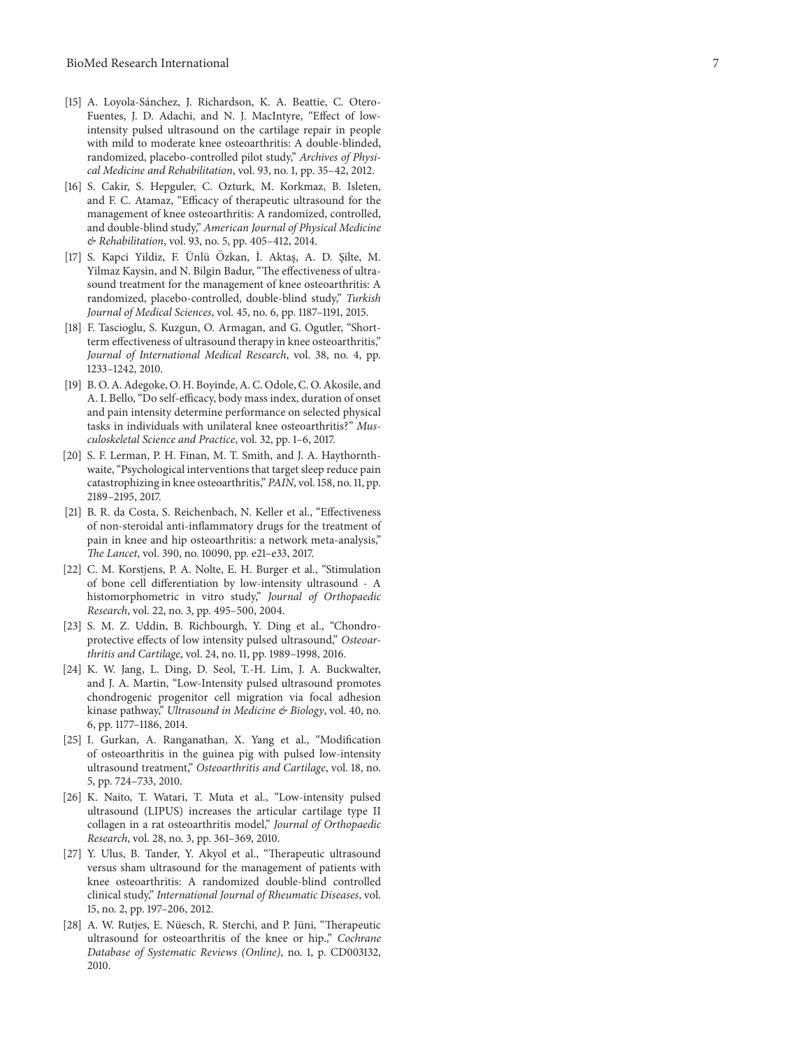[15] A. Loyola-Sánchez, J. Richardson, K. A. Beattie, C. Otero-Fuentes, J. D. Adachi, and N. J. MacIntyre, "Effect of low-intensity pulsed ultrasound on the cartilage repair in people with mild to moderate knee osteoarthritis: A double-blinded, randomized, placebo-controlled pilot study," *Archives of Physical Medicine and Rehabilitation*, vol. 93, no. 1, pp. 35–42, 2012.

[16] S. Cakir, S. Hepguler, C. Ozturk, M. Korkmaz, B. Isleten, and F. C. Atamaz, "Efficacy of therapeutic ultrasound for the management of knee osteoarthritis: A randomized, controlled, and double-blind study," *American Journal of Physical Medicine & Rehabilitation*, vol. 93, no. 5, pp. 405–412, 2014.

[17] S. Kapci Yildiz, F. Ünlü Özkan, İ. Aktaş, A. D. Şilte, M. Yilmaz Kaysin, and N. Bilgin Badur, "The effectiveness of ultrasound treatment for the management of knee osteoarthritis: A randomized, placebo-controlled, double-blind study," *Turkish Journal of Medical Sciences*, vol. 45, no. 6, pp. 1187–1191, 2015.

[18] F. Tascioglu, S. Kuzgun, O. Armagan, and G. Ogutler, "Short-term effectiveness of ultrasound therapy in knee osteoarthritis," *Journal of International Medical Research*, vol. 38, no. 4, pp. 1233–1242, 2010.

[19] B. O. A. Adegoke, O. H. Boyinde, A. C. Odole, C. O. Akosile, and A. I. Bello, "Do self-efficacy, body mass index, duration of onset and pain intensity determine performance on selected physical tasks in individuals with unilateral knee osteoarthritis?" *Musculoskeletal Science and Practice*, vol. 32, pp. 1–6, 2017.

[20] S. F. Lerman, P. H. Finan, M. T. Smith, and J. A. Haythornthwaite, "Psychological interventions that target sleep reduce pain catastrophizing in knee osteoarthritis," *PAIN*, vol. 158, no. 11, pp. 2189–2195, 2017.

[21] B. R. da Costa, S. Reichenbach, N. Keller et al., "Effectiveness of non-steroidal anti-inflammatory drugs for the treatment of pain in knee and hip osteoarthritis: a network meta-analysis," *The Lancet*, vol. 390, no. 10090, pp. e21–e33, 2017.

[22] C. M. Korstjens, P. A. Nolte, E. H. Burger et al., "Stimulation of bone cell differentiation by low-intensity ultrasound - A histomorphometric in vitro study," *Journal of Orthopaedic Research*, vol. 22, no. 3, pp. 495–500, 2004.

[23] S. M. Z. Uddin, B. Richbourgh, Y. Ding et al., "Chondro-protective effects of low intensity pulsed ultrasound," *Osteoarthritis and Cartilage*, vol. 24, no. 11, pp. 1989–1998, 2016.

[24] K. W. Jang, L. Ding, D. Seol, T.-H. Lim, J. A. Buckwalter, and J. A. Martin, "Low-Intensity pulsed ultrasound promotes chondrogenic progenitor cell migration via focal adhesion kinase pathway," *Ultrasound in Medicine & Biology*, vol. 40, no. 6, pp. 1177–1186, 2014.

[25] I. Gurkan, A. Ranganathan, X. Yang et al., "Modification of osteoarthritis in the guinea pig with pulsed low-intensity ultrasound treatment," *Osteoarthritis and Cartilage*, vol. 18, no. 5, pp. 724–733, 2010.

[26] K. Naito, T. Watari, T. Muta et al., "Low-intensity pulsed ultrasound (LIPUS) increases the articular cartilage type II collagen in a rat osteoarthritis model," *Journal of Orthopaedic Research*, vol. 28, no. 3, pp. 361–369, 2010.

[27] Y. Ulus, B. Tander, Y. Akyol et al., "Therapeutic ultrasound versus sham ultrasound for the management of patients with knee osteoarthritis: A randomized double-blind controlled clinical study," *International Journal of Rheumatic Diseases*, vol. 15, no. 2, pp. 197–206, 2012.

[28] A. W. Rutjes, E. Nüesch, R. Sterchi, and P. Jüni, "Therapeutic ultrasound for osteoarthritis of the knee or hip.," *Cochrane Database of Systematic Reviews (Online)*, no. 1, p. CD003132, 2010.